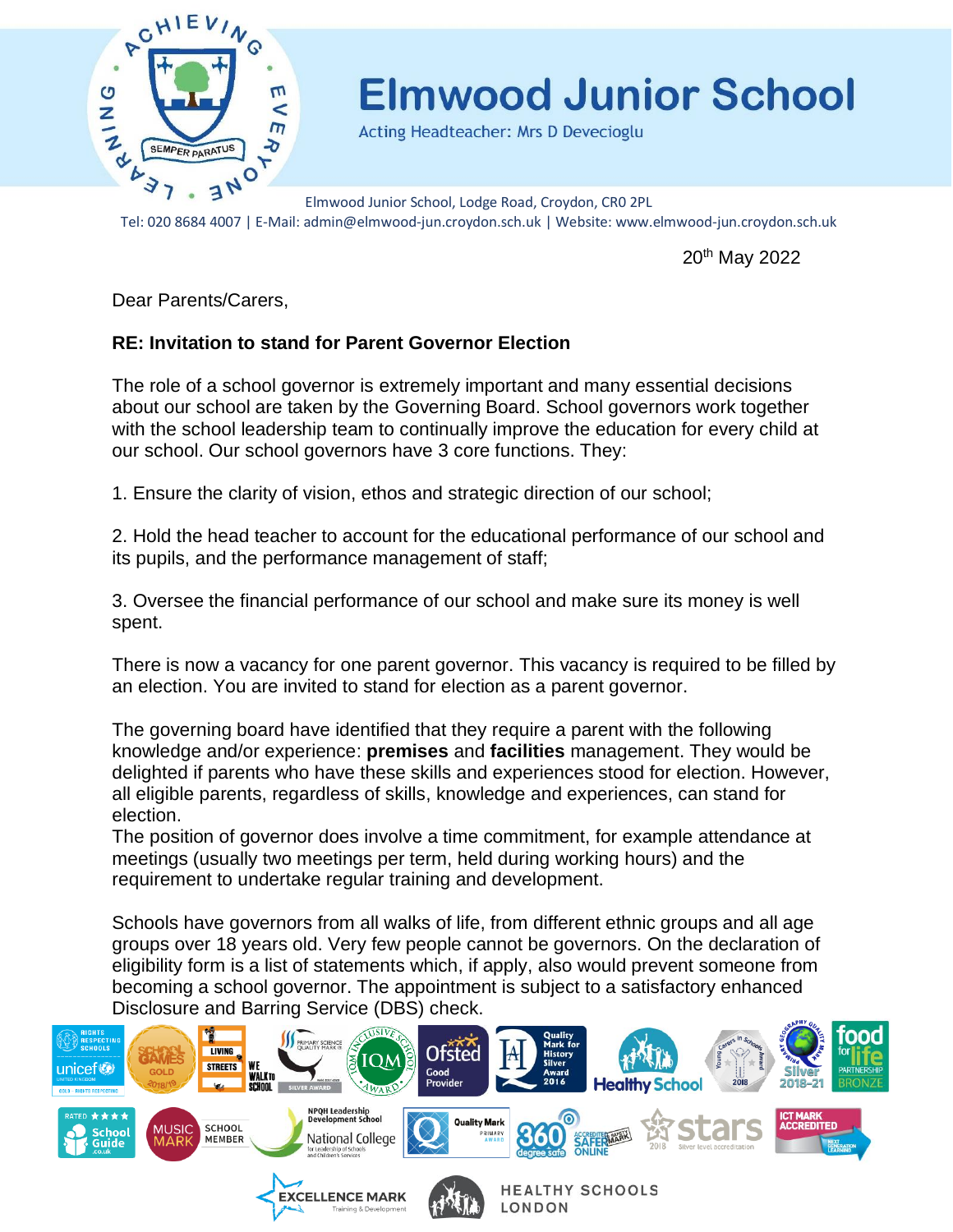# Elmwood Junior School

Acting Headteacher: Mrs D Devecioglu

Elmwood Junior School, Lodge Road, Croydon, CR0 2PL

Tel: 020 8684 4007 | E-Mail: admin@elmwood-jun.croydon.sch.uk | Website: www.elmwood-jun.croydon.sch.uk

20th May 2022

Dear Parents/Carers,

**RE: Invitation to stand for Parent Governor Election**

The role of a school governor is extremely important and many essential decisions about our school are taken by the Governing Board. School governors work together with the school leadership team to continually improve the education for every child at our school. Our school governors have 3 core functions. They:

1. Ensure the clarity of vision, ethos and strategic direction of our school;

2. Hold the head teacher to account for the educational performance of our school and its pupils, and the performance management of staff;

3. Oversee the financial performance of our school and make sure its money is well spent.

There is now a vacancy for one parent governor. This vacancy is required to be filled by an election. You are invited to stand for election as a parent governor.

The governing board have identified that they require a parent with the following knowledge and/or experience: **premises** and **facilities** management. They would be delighted if parents who have these skills and experiences stood for election. However, all eligible parents, regardless of skills, knowledge and experiences, can stand for election.

The position of governor does involve a time commitment, for example attendance at meetings (usually two meetings per term, held during working hours) and the requirement to undertake regular training and development.

Schools have governors from all walks of life, from different ethnic groups and all age groups over 18 years old. Very few people cannot be governors. On the declaration of eligibility form is a list of statements which, if apply, also would prevent someone from becoming a school governor. The appointment is subject to a satisfactory enhanced Disclosure and Barring Service (DBS) check.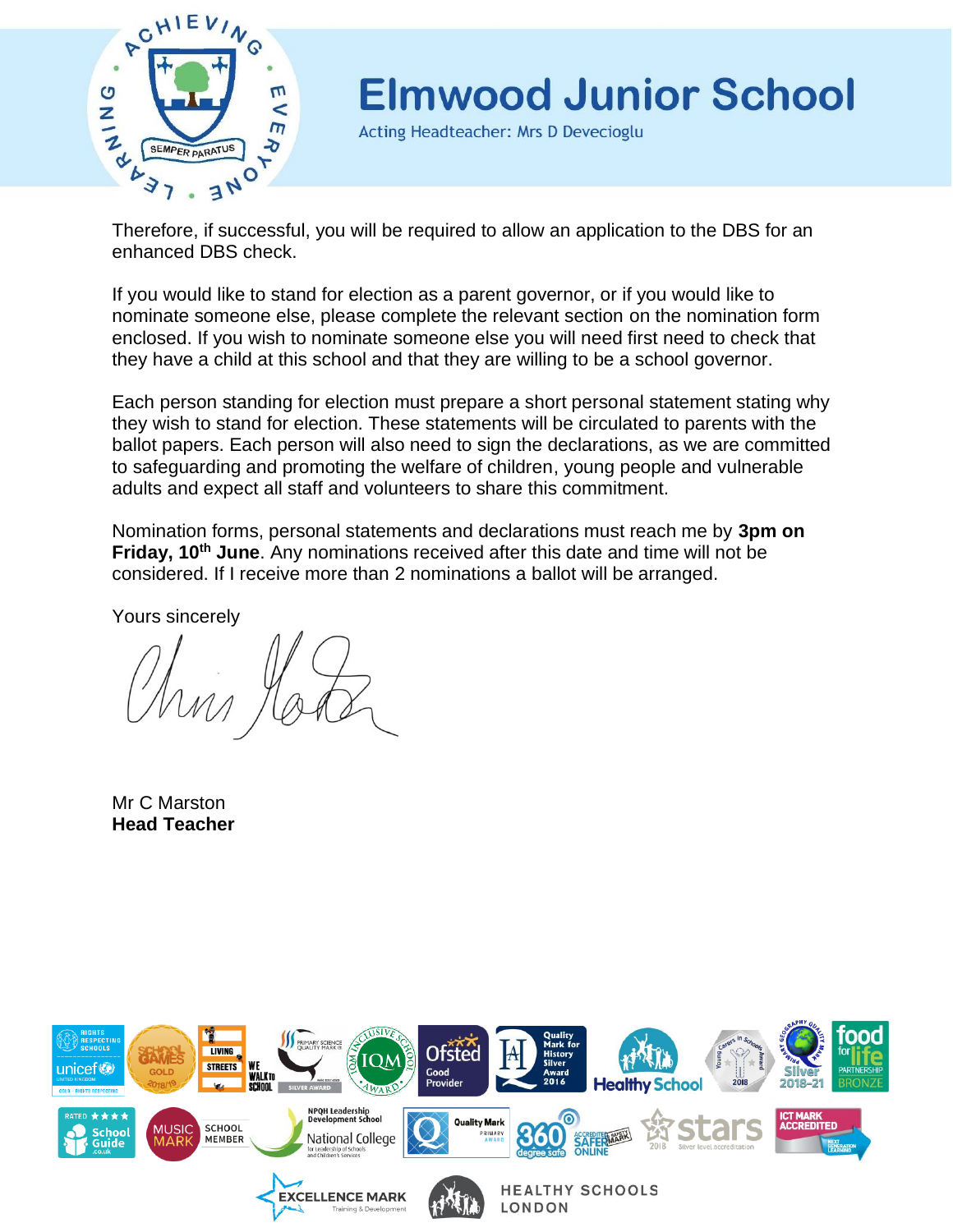Therefore, if successful, you will be required to allow an application to the DBS for an enhanced DBS check.

If you would like to stand for election as a parent governor, or if you would like to nominate someone else, please complete the relevant section on the nomination form enclosed. If you wish to nominate someone else you will need first need to check that they have a child at this school and that they are willing to be a school governor.

Each person standing for election must prepare a short personal statement stating why they wish to stand for election. These statements will be circulated to parents with the ballot papers. Each person will also need to sign the declarations, as we are committed to safeguarding and promoting the welfare of children, young people and vulnerable adults and expect all staff and volunteers to share this commitment.

Nomination forms, personal statements and declarations must reach me by **3pm on Friday, 10th June**. Any nominations received after this date and time will not be considered. If I receive more than 2 nominations a ballot will be arranged.

Yours sincerely

Mr C Marston
**Head Teacher**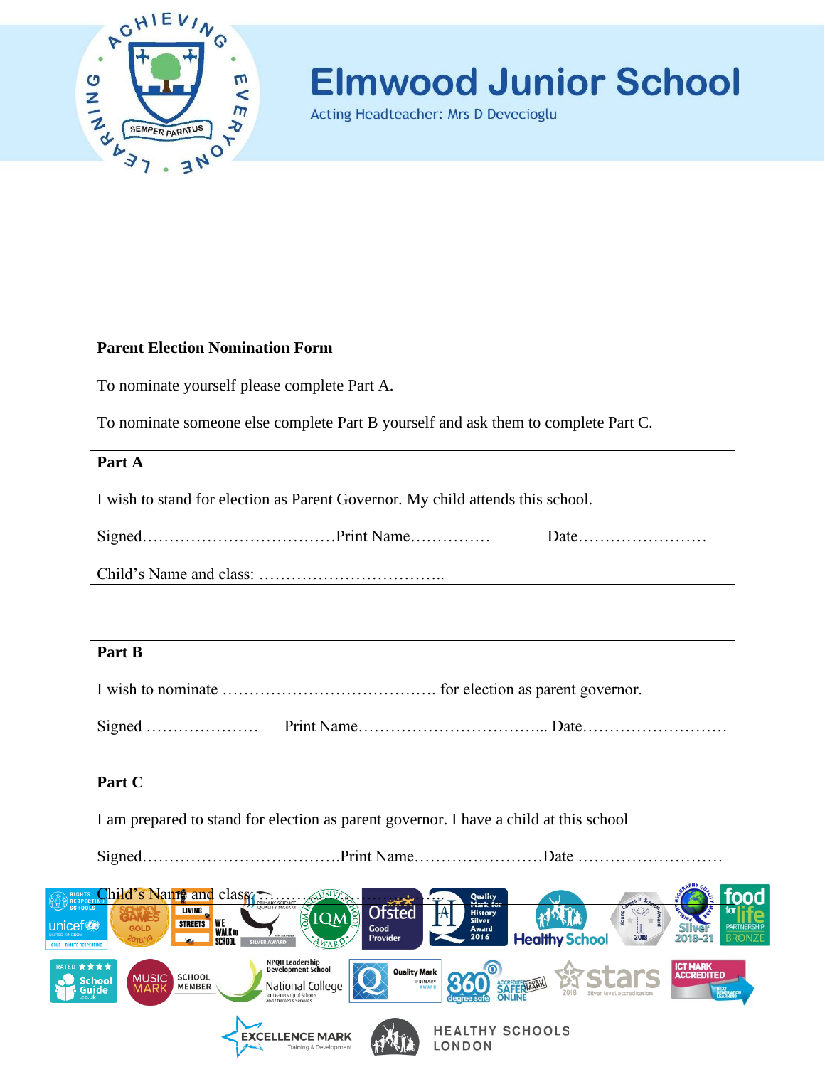# Elmwood Junior School

Acting Headteacher: Mrs D Devecioglu

**Parent Election Nomination Form**

To nominate yourself please complete Part A.

To nominate someone else complete Part B yourself and ask them to complete Part C.

**Part A**

I wish to stand for election as Parent Governor. My child attends this school.

Signed………………………………Print Name…………… Date……………………

Child's Name and class: ……………………………..

**Part B**

I wish to nominate …………………………….…. for election as parent governor.

Signed ………………… Print Name……………………………... Date………………………

**Part C**

I am prepared to stand for election as parent governor. I have a child at this school

Signed………………………………Print Name……………………Date ………………………

Child's Name and class: ……………………………….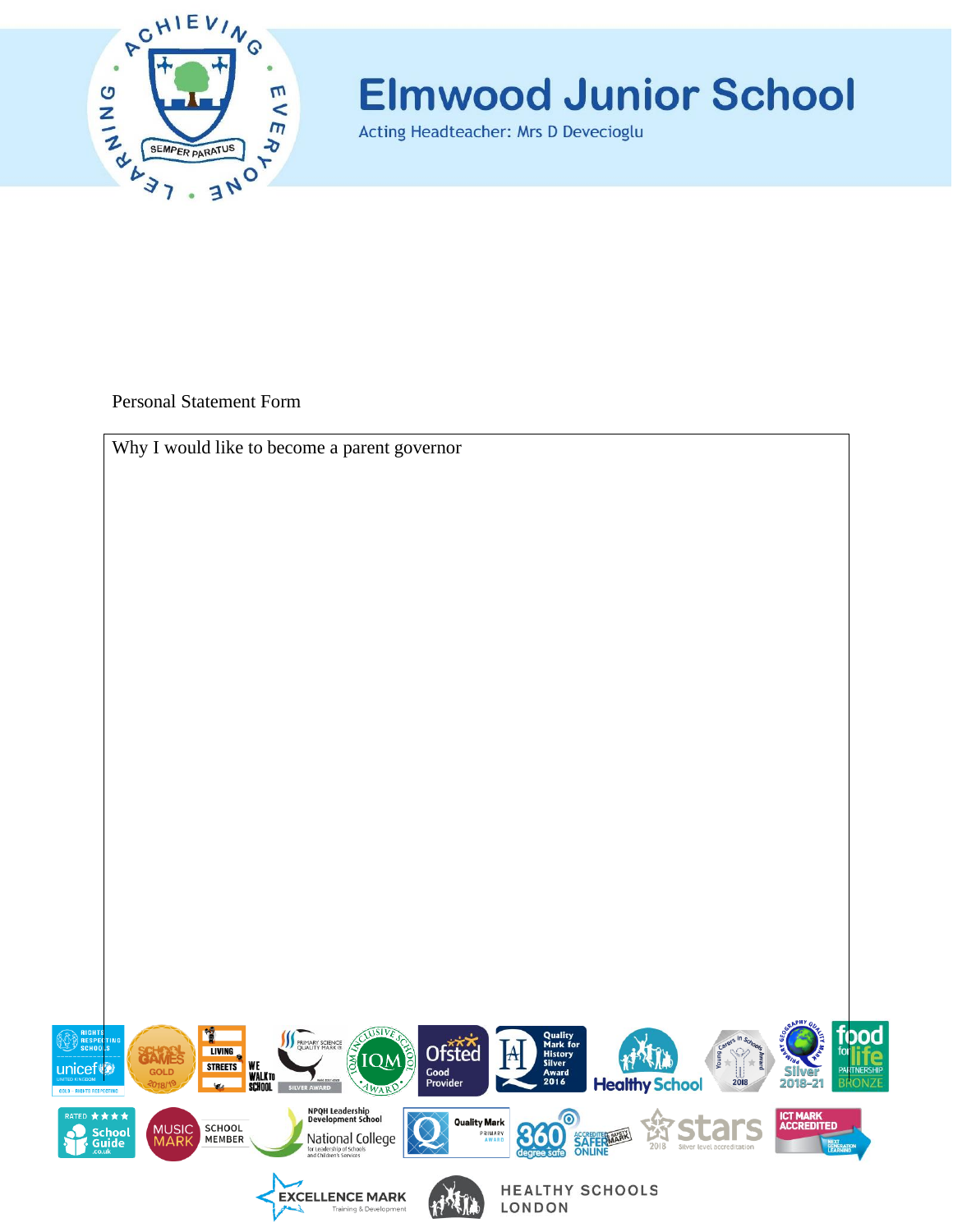# Elmwood Junior School

Acting Headteacher: Mrs D Devecioglu

Personal Statement Form

| Why I would like to become a parent governor |
| --- |
| |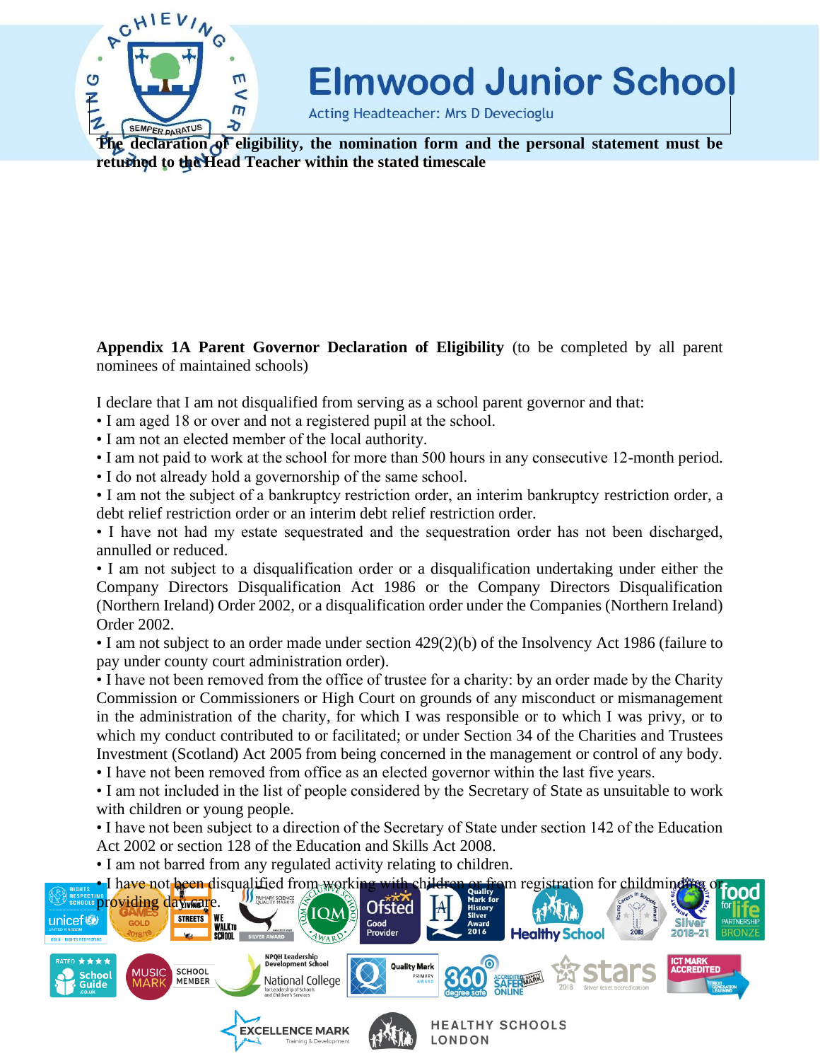**The declaration of eligibility, the nomination form and the personal statement must be returned to the Head Teacher within the stated timescale**

**Appendix 1A Parent Governor Declaration of Eligibility** (to be completed by all parent nominees of maintained schools)

I declare that I am not disqualified from serving as a school parent governor and that:

- I am aged 18 or over and not a registered pupil at the school.
- I am not an elected member of the local authority.
- I am not paid to work at the school for more than 500 hours in any consecutive 12-month period.
- I do not already hold a governorship of the same school.
- I am not the subject of a bankruptcy restriction order, an interim bankruptcy restriction order, a debt relief restriction order or an interim debt relief restriction order.
- I have not had my estate sequestrated and the sequestration order has not been discharged, annulled or reduced.
- I am not subject to a disqualification order or a disqualification undertaking under either the Company Directors Disqualification Act 1986 or the Company Directors Disqualification (Northern Ireland) Order 2002, or a disqualification order under the Companies (Northern Ireland) Order 2002.
- I am not subject to an order made under section 429(2)(b) of the Insolvency Act 1986 (failure to pay under county court administration order).
- I have not been removed from the office of trustee for a charity: by an order made by the Charity Commission or Commissioners or High Court on grounds of any misconduct or mismanagement in the administration of the charity, for which I was responsible or to which I was privy, or to which my conduct contributed to or facilitated; or under Section 34 of the Charities and Trustees Investment (Scotland) Act 2005 from being concerned in the management or control of any body.
- I have not been removed from office as an elected governor within the last five years.
- I am not included in the list of people considered by the Secretary of State as unsuitable to work with children or young people.
- I have not been subject to a direction of the Secretary of State under section 142 of the Education Act 2002 or section 128 of the Education and Skills Act 2008.
- I am not barred from any regulated activity relating to children.
- I have not been disqualified from working with children or from registration for childminding or providing day care.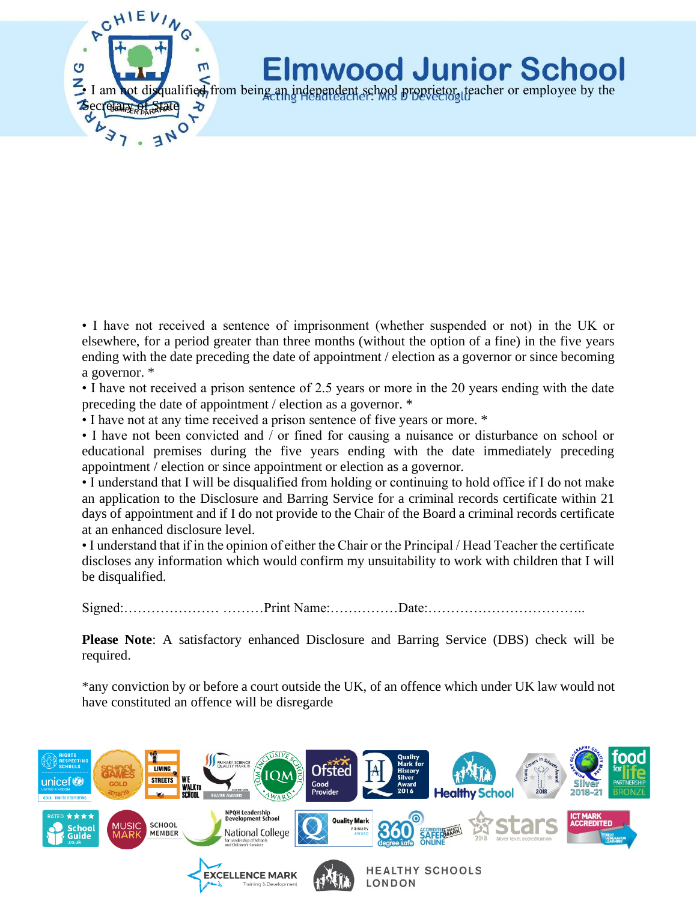• I am not disqualified from being an independent school proprietor, teacher or employee by the Secretary of State

• I have not received a sentence of imprisonment (whether suspended or not) in the UK or elsewhere, for a period greater than three months (without the option of a fine) in the five years ending with the date preceding the date of appointment / election as a governor or since becoming a governor. *
• I have not received a prison sentence of 2.5 years or more in the 20 years ending with the date preceding the date of appointment / election as a governor. *
• I have not at any time received a prison sentence of five years or more. *
• I have not been convicted and / or fined for causing a nuisance or disturbance on school or educational premises during the five years ending with the date immediately preceding appointment / election or since appointment or election as a governor.
• I understand that I will be disqualified from holding or continuing to hold office if I do not make an application to the Disclosure and Barring Service for a criminal records certificate within 21 days of appointment and if I do not provide to the Chair of the Board a criminal records certificate at an enhanced disclosure level.
• I understand that if in the opinion of either the Chair or the Principal / Head Teacher the certificate discloses any information which would confirm my unsuitability to work with children that I will be disqualified.

Signed:………………… ………Print Name:……………Date:……………………………..

**Please Note**: A satisfactory enhanced Disclosure and Barring Service (DBS) check will be required.

*any conviction by or before a court outside the UK, of an offence which under UK law would not have constituted an offence will be disregarde